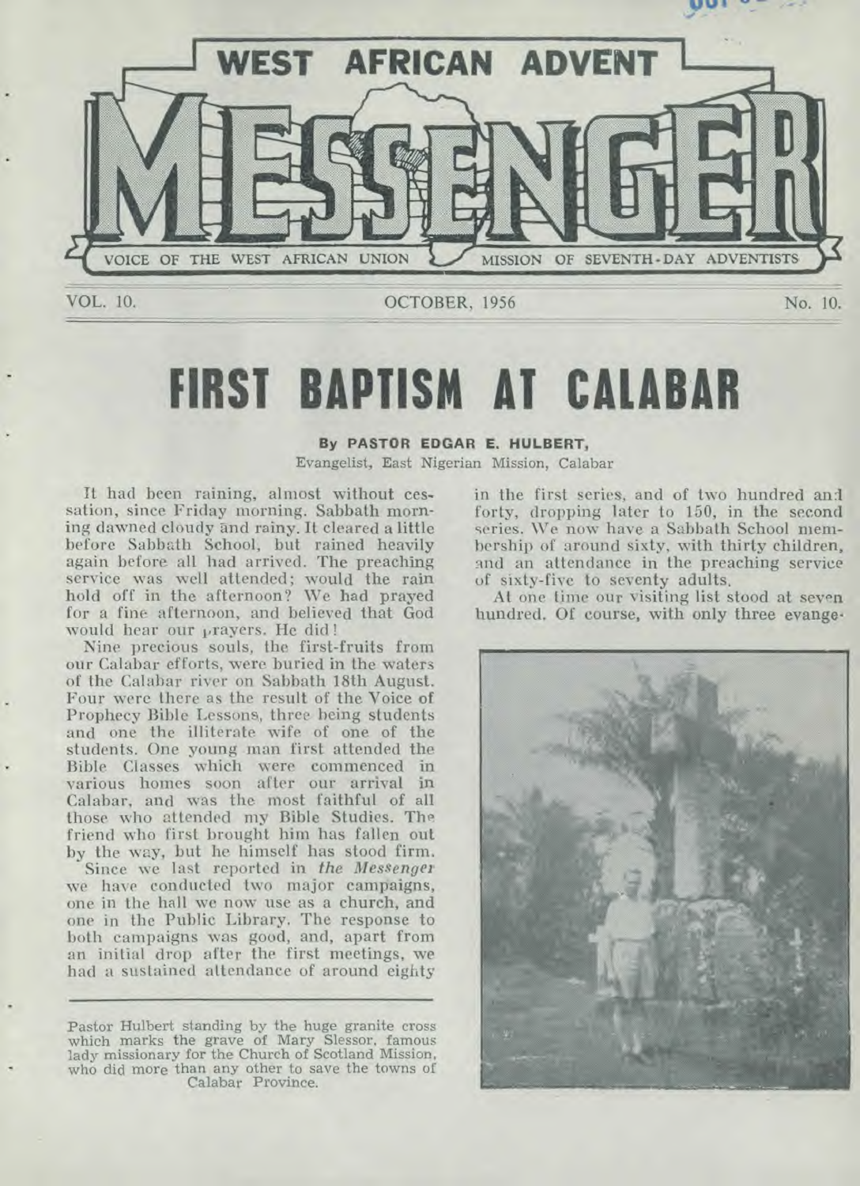# WEST AFRICAN ADVENT MESSENGER

VOICE OF THE WEST AFRICAN UNION MISSION OF SEVENTH-DAY ADVENTISTS

VOL. 10. OCTOBER, 1956 No. 10.

# FIRST BAPTISM AT CALABAR

**By PASTOR EDGAR E. HULBERT,**
Evangelist, East Nigerian Mission, Calabar

It had been raining, almost without cessation, since Friday morning. Sabbath morning dawned cloudy and rainy. It cleared a little before Sabbath School, but rained heavily again before all had arrived. The preaching service was well attended; would the rain hold off in the afternoon? We had prayed for a fine afternoon, and believed that God would hear our prayers. He did!

Nine precious souls, the first-fruits from our Calabar efforts, were buried in the waters of the Calabar river on Sabbath 18th August. Four were there as the result of the Voice of Prophecy Bible Lessons, three being students and one the illiterate wife of one of the students. One young man first attended the Bible Classes which were commenced in various homes soon after our arrival in Calabar, and was the most faithful of all those who attended my Bible Studies. The friend who first brought him has fallen out by the way, but he himself has stood firm.

Since we last reported in *the Messenger* we have conducted two major campaigns, one in the hall we now use as a church, and one in the Public Library. The response to both campaigns was good, and, apart from an initial drop after the first meetings, we had a sustained attendance of around eighty in the first series, and of two hundred and forty, dropping later to 150, in the second series. We now have a Sabbath School membership of around sixty, with thirty children, and an attendance in the preaching service of sixty-five to seventy adults.

At one time our visiting list stood at seven hundred. Of course, with only three evange-

Pastor Hulbert standing by the huge granite cross which marks the grave of Mary Slessor, famous lady missionary for the Church of Scotland Mission, who did more than any other to save the towns of Calabar Province.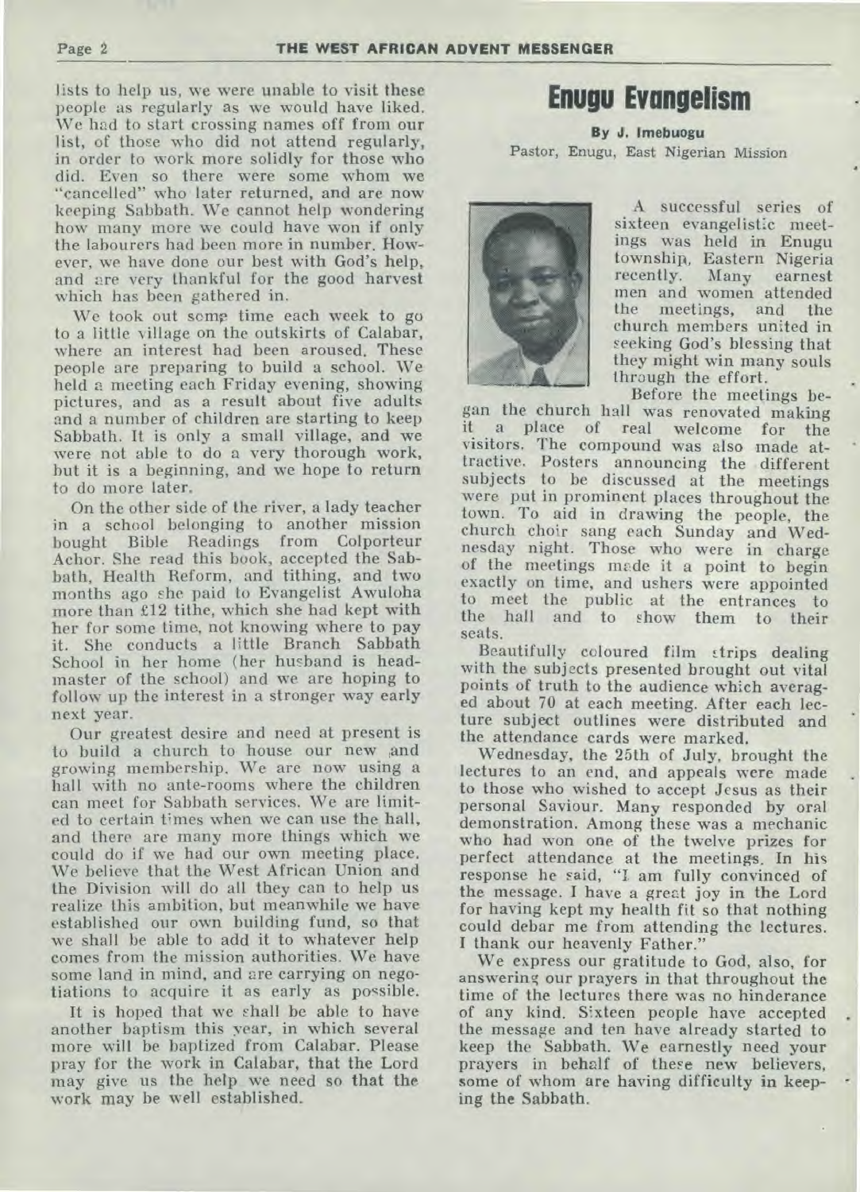lists to help us, we were unable to visit these people as regularly as we would have liked. We had to start crossing names off from our list, of those who did not attend regularly, in order to work more solidly for those who did. Even so there were some whom we "cancelled" who later returned, and are now keeping Sabbath. We cannot help wondering how many more we could have won if only the labourers had been more in number. However, we have done our best with God's help, and are very thankful for the good harvest which has been gathered in.

We took out some time each week to go to a little village on the outskirts of Calabar, where an interest had been aroused. These people are preparing to build a school. We held a meeting each Friday evening, showing pictures, and as a result about five adults and a number of children are starting to keep Sabbath. It is only a small village, and we were not able to do a very thorough work, but it is a beginning, and we hope to return to do more later.

On the other side of the river, a lady teacher in a school belonging to another mission bought Bible Readings from Colporteur Achor. She read this book, accepted the Sabbath, Health Reform, and tithing, and two months ago she paid to Evangelist Awuloha more than £12 tithe, which she had kept with her for some time, not knowing where to pay it. She conducts a little Branch Sabbath School in her home (her husband is headmaster of the school) and we are hoping to follow up the interest in a stronger way early next year.

Our greatest desire and need at present is to build a church to house our new and growing membership. We are now using a hall with no ante-rooms where the children can meet for Sabbath services. We are limited to certain times when we can use the hall, and there are many more things which we could do if we had our own meeting place. We believe that the West African Union and the Division will do all they can to help us realize this ambition, but meanwhile we have established our own building fund, so that we shall be able to add it to whatever help comes from the mission authorities. We have some land in mind, and are carrying on negotiations to acquire it as early as possible.

It is hoped that we shall be able to have another baptism this year, in which several more will be baptized from Calabar. Please pray for the work in Calabar, that the Lord may give us the help we need so that the work may be well established.

# Enugu Evangelism

**By J. Imebuogu**
Pastor, Enugu, East Nigerian Mission

A successful series of sixteen evangelistic meetings was held in Enugu township, Eastern Nigeria recently. Many earnest men and women attended the meetings, and the church members united in seeking God's blessing that they might win many souls through the effort.

Before the meetings began the church hall was renovated making it a place of real welcome for the visitors. The compound was also made attractive. Posters announcing the different subjects to be discussed at the meetings were put in prominent places throughout the town. To aid in drawing the people, the church choir sang each Sunday and Wednesday night. Those who were in charge of the meetings made it a point to begin exactly on time, and ushers were appointed to meet the public at the entrances to the hall and to show them to their seats.

Beautifully coloured film strips dealing with the subjects presented brought out vital points of truth to the audience which averaged about 70 at each meeting. After each lecture subject outlines were distributed and the attendance cards were marked.

Wednesday, the 25th of July, brought the lectures to an end, and appeals were made to those who wished to accept Jesus as their personal Saviour. Many responded by oral demonstration. Among these was a mechanic who had won one of the twelve prizes for perfect attendance at the meetings. In his response he said, "I am fully convinced of the message. I have a great joy in the Lord for having kept my health fit so that nothing could debar me from attending the lectures. I thank our heavenly Father."

We express our gratitude to God, also, for answering our prayers in that throughout the time of the lectures there was no hinderance of any kind. Sixteen people have accepted the message and ten have already started to keep the Sabbath. We earnestly need your prayers in behalf of these new believers, some of whom are having difficulty in keeping the Sabbath.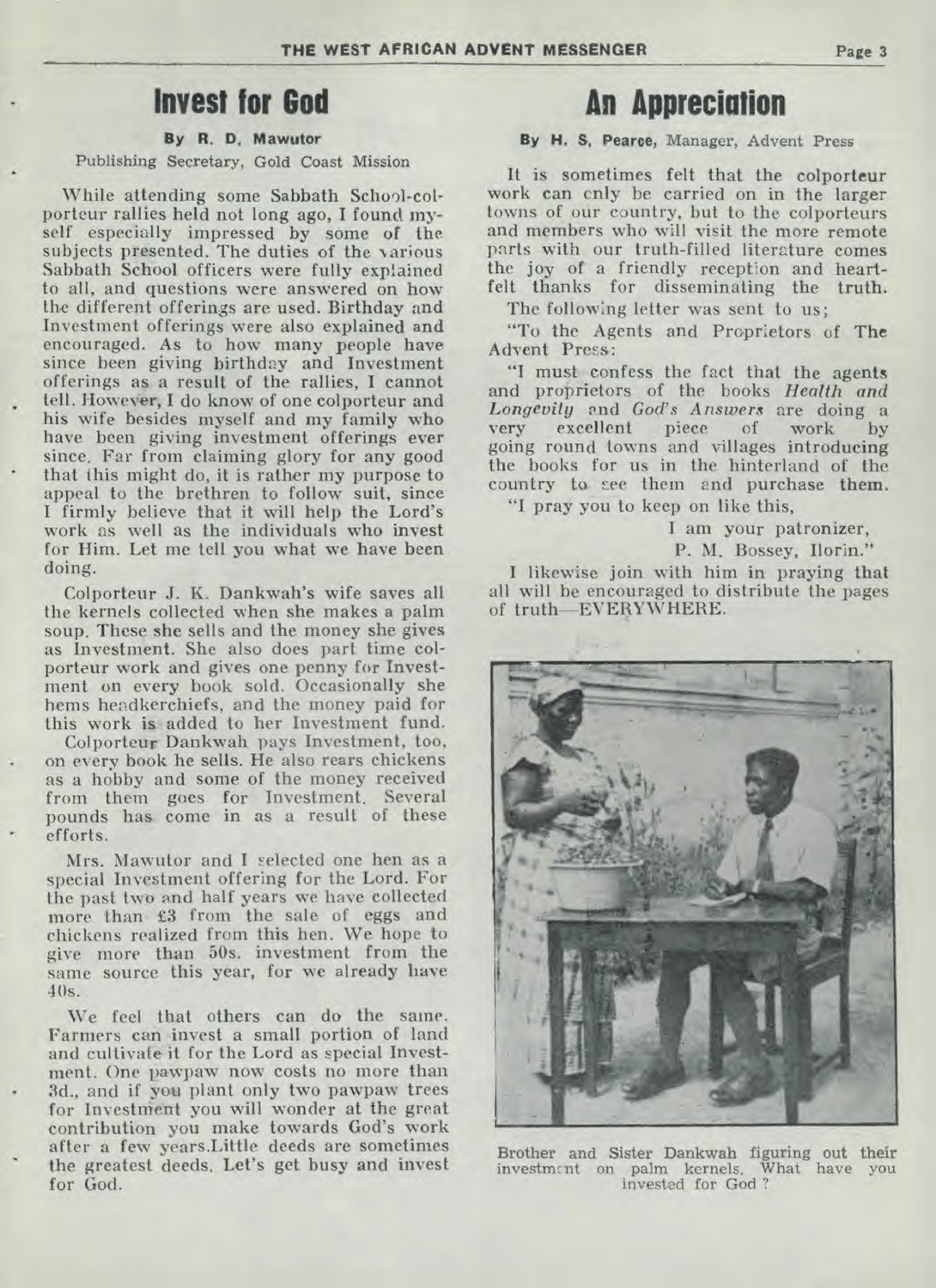# Invest for God

**By R. D. Mawutor**

Publishing Secretary, Gold Coast Mission

While attending some Sabbath School-colporteur rallies held not long ago, I found myself especially impressed by some of the subjects presented. The duties of the various Sabbath School officers were fully explained to all, and questions were answered on how the different offerings are used. Birthday and Investment offerings were also explained and encouraged. As to how many people have since been giving birthday and Investment offerings as a result of the rallies, I cannot tell. However, I do know of one colporteur and his wife besides myself and my family who have been giving investment offerings ever since. Far from claiming glory for any good that this might do, it is rather my purpose to appeal to the brethren to follow suit, since I firmly believe that it will help the Lord's work as well as the individuals who invest for Him. Let me tell you what we have been doing.

Colporteur J. K. Dankwah's wife saves all the kernels collected when she makes a palm soup. These she sells and the money she gives as Investment. She also does part time colporteur work and gives one penny for Investment on every book sold. Occasionally she hems headkerchiefs, and the money paid for this work is added to her Investment fund.

Colporteur Dankwah pays Investment, too, on every book he sells. He also rears chickens as a hobby and some of the money received from them goes for Investment. Several pounds has come in as a result of these efforts.

Mrs. Mawutor and I selected one hen as a special Investment offering for the Lord. For the past two and half years we have collected more than £3 from the sale of eggs and chickens realized from this hen. We hope to give more than 50s. investment from the same source this year, for we already have 40s.

We feel that others can do the same. Farmers can invest a small portion of land and cultivate it for the Lord as special Investment. One pawpaw now costs no more than 3d., and if you plant only two pawpaw trees for Investment you will wonder at the great contribution you make towards God's work after a few years.Little deeds are sometimes the greatest deeds. Let's get busy and invest for God.

# An Appreciation

**By H. S. Pearce,** Manager, Advent Press

It is sometimes felt that the colporteur work can only be carried on in the larger towns of our country, but to the colporteurs and members who will visit the more remote parts with our truth-filled literature comes the joy of a friendly reception and heartfelt thanks for disseminating the truth.

The following letter was sent to us;

"To the Agents and Proprietors of The Advent Press:

"I must confess the fact that the agents and proprietors of the books *Health and Longevity* and *God's Answers* are doing a very excellent piece of work by going round towns and villages introducing the books for us in the hinterland of the country to see them and purchase them.

"I pray you to keep on like this,

I am your patronizer,

P. M. Bossey, Ilorin."

I likewise join with him in praying that all will be encouraged to distribute the pages of truth—EVERYWHERE.

Brother and Sister Dankwah figuring out their investment on palm kernels. What have you invested for God?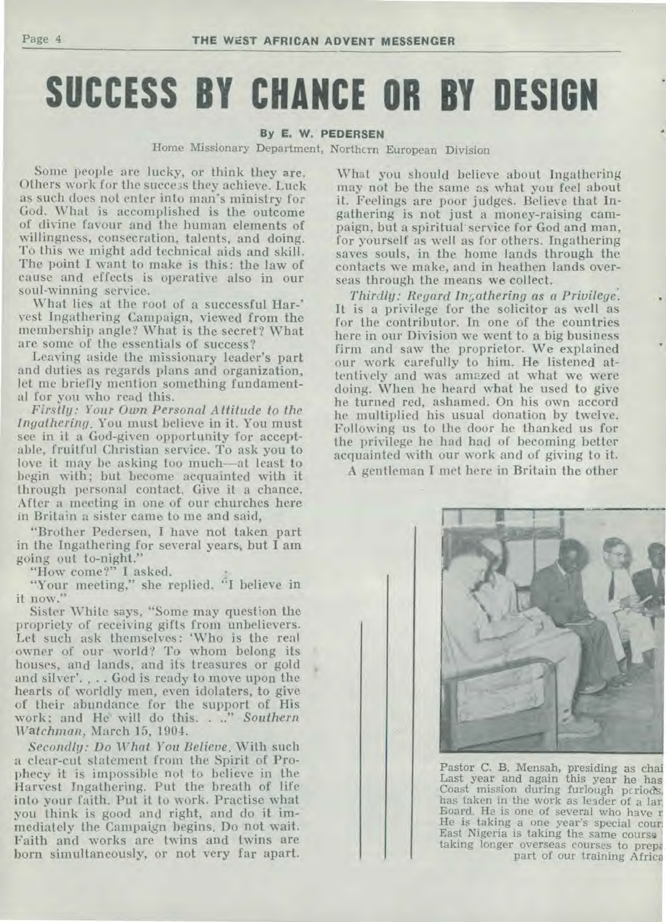# SUCCESS BY CHANCE OR BY DESIGN

**By E. W. PEDERSEN**

Home Missionary Department, Northern European Division

Some people are lucky, or think they are. Others work for the success they achieve. Luck as such does not enter into man's ministry for God. What is accomplished is the outcome of divine favour and the human elements of willingness, consecration, talents, and doing. To this we might add technical aids and skill. The point I want to make is this: the law of cause and effects is operative also in our soul-winning service.

What lies at the root of a successful Harvest Ingathering Campaign, viewed from the membership angle? What is the secret? What are some of the essentials of success?

Leaving aside the missionary leader's part and duties as regards plans and organization, let me briefly mention something fundamental for you who read this.

*Firstly: Your Own Personal Attitude to the Ingathering.* You must believe in it. You must see in it a God-given opportunity for acceptable, fruitful Christian service. To ask you to love it may be asking too much—at least to begin with; but become acquainted with it through personal contact. Give it a chance. After a meeting in one of our churches here in Britain a sister came to me and said,

"Brother Pedersen, I have not taken part in the Ingathering for several years, but I am going out to-night."

"How come?" I asked.

"Your meeting," she replied. "I believe in it now."

Sister White says, "Some may question the propriety of receiving gifts from unbelievers. Let such ask themselves: 'Who is the real owner of our world? To whom belong its houses, and lands, and its treasures or gold and silver'. . . . God is ready to move upon the hearts of worldly men, even idolaters, to give of their abundance for the support of His work; and He will do this. . . ." *Southern Watchman*, March 15, 1904.

*Secondly: Do What You Believe.* With such a clear-cut statement from the Spirit of Prophecy it is impossible not to believe in the Harvest Ingathering. Put the breath of life into your faith. Put it to work. Practise what you think is good and right, and do it immediately the Campaign begins. Do not wait. Faith and works are twins and twins are born simultaneously, or not very far apart. What you should believe about Ingathering may not be the same as what you feel about it. Feelings are poor judges. Believe that Ingathering is not just a money-raising campaign, but a spiritual service for God and man, for yourself as well as for others. Ingathering saves souls, in the home lands through the contacts we make, and in heathen lands overseas through the means we collect.

*Thirdly: Regard Ingathering as a Privilege.* It is a privilege for the solicitor as well as for the contributor. In one of the countries here in our Division we went to a big business firm and saw the proprietor. We explained our work carefully to him. He listened attentively and was amazed at what we were doing. When he heard what he used to give he turned red, ashamed. On his own accord he multiplied his usual donation by twelve. Following us to the door he thanked us for the privilege he had had of becoming better acquainted with our work and of giving to it.

A gentleman I met here in Britain the other

Pastor C. B. Mensah, presiding as chai
Last year and again this year he has
Coast mission during furlough periods.
has taken in the work as leader of a lar
Board. He is one of several who have r
He is taking a one year's special cour
East Nigeria is taking the same course
taking longer overseas courses to prep
part of our training Africa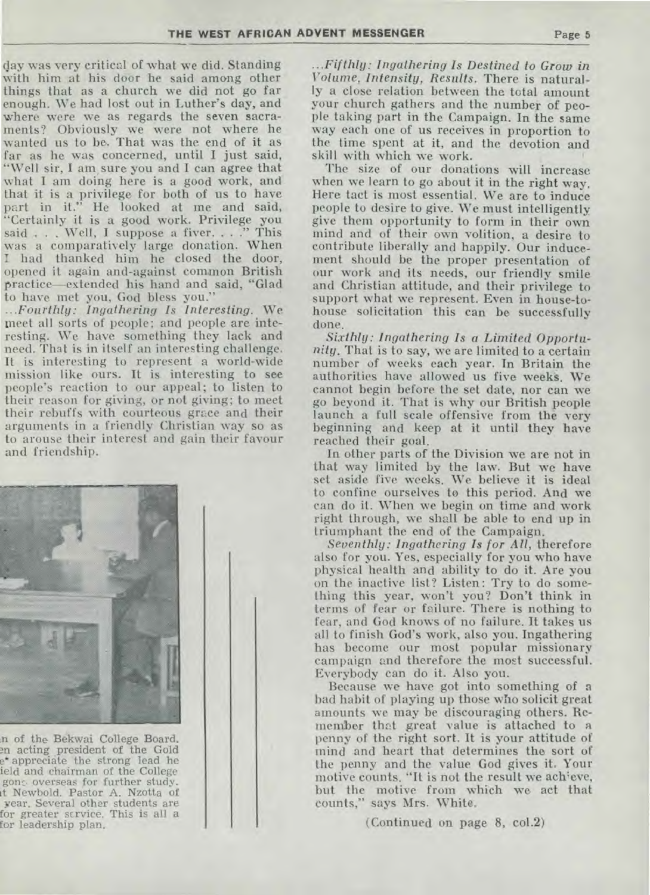day was very critical of what we did. Standing with him at his door he said among other things that as a church we did not go far enough. We had lost out in Luther's day, and where were we as regards the seven sacraments? Obviously we were not where he wanted us to be. That was the end of it as far as he was concerned, until I just said, "Well sir, I am sure you and I can agree that what I am doing here is a good work, and that it is a privilege for both of us to have part in it." He looked at me and said, "Certainly it is a good work. Privilege you said . . . Well, I suppose a fiver. . . ." This was a comparatively large donation. When I had thanked him he closed the door, opened it again and-against common British practice—extended his hand and said, "Glad to have met you, God bless you."

...*Fourthly: Ingathering Is Interesting.* We meet all sorts of people; and people are interesting. We have something they lack and need. That is in itself an interesting challenge. It is interesting to represent a world-wide mission like ours. It is interesting to see people's reaction to our appeal; to listen to their reason for giving, or not giving; to meet their rebuffs with courteous grace and their arguments in a friendly Christian way so as to arouse their interest and gain their favour and friendship.

...n of the Bekwai College Board. ...en acting president of the Gold ...e appreciate the strong lead he ...ield and chairman of the College ...gone overseas for further study. ...t Newbold. Pastor A. Nzotta of ...year. Several other students are ...for greater service. This is all a ...for leadership plan.

...*Fifthly: Ingathering Is Destined to Grow in Volume, Intensity, Results.* There is naturally a close relation between the total amount your church gathers and the number of people taking part in the Campaign. In the same way each one of us receives in proportion to the time spent at it, and the devotion and skill with which we work.

The size of our donations will increase when we learn to go about it in the right way. Here tact is most essential. We are to induce people to desire to give. We must intelligently give them opportunity to form in their own mind and of their own volition, a desire to contribute liberally and happily. Our inducement should be the proper presentation of our work and its needs, our friendly smile and Christian attitude, and their privilege to support what we represent. Even in house-to-house solicitation this can be successfully done.

*Sixthly: Ingathering Is a Limited Opportunity.* That is to say, we are limited to a certain number of weeks each year. In Britain the authorities have allowed us five weeks. We cannot begin before the set date, nor can we go beyond it. That is why our British people launch a full scale offensive from the very beginning and keep at it until they have reached their goal.

In other parts of the Division we are not in that way limited by the law. But we have set aside five weeks. We believe it is ideal to confine ourselves to this period. And we can do it. When we begin on time and work right through, we shall be able to end up in triumphant the end of the Campaign.

*Seventhly: Ingathering Is for All,* therefore also for you. Yes, especially for you who have physical health and ability to do it. Are you on the inactive list? Listen: Try to do something this year, won't you? Don't think in terms of fear or failure. There is nothing to fear, and God knows of no failure. It takes us all to finish God's work, also you. Ingathering has become our most popular missionary campaign and therefore the most successful. Everybody can do it. Also you.

Because we have got into something of a bad habit of playing up those who solicit great amounts we may be discouraging others. Remember that great value is attached to a penny of the right sort. It is your attitude of mind and heart that determines the sort of the penny and the value God gives it. Your motive counts. "It is not the result we achieve, but the motive from which we act that counts," says Mrs. White.

(Continued on page 8, col.2)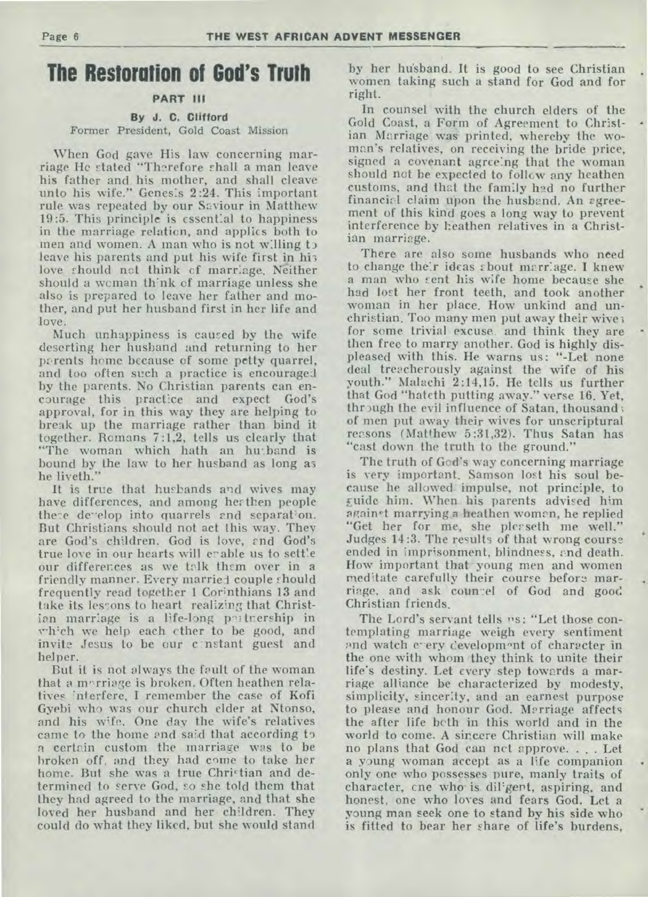# The Restoration of God's Truth

### PART III

**By J. C. Clifford**
Former President, Gold Coast Mission

When God gave His law concerning marriage He stated "Therefore shall a man leave his father and his mother, and shall cleave unto his wife." Genesis 2:24. This important rule was repeated by our Saviour in Matthew 19:5. This principle is essential to happiness in the marriage relation, and applies both to men and women. A man who is not willing to leave his parents and put his wife first in his love should not think of marriage. Neither should a woman think of marriage unless she also is prepared to leave her father and mother, and put her husband first in her life and love.

Much unhappiness is caused by the wife deserting her husband and returning to her parents home because of some petty quarrel, and too often such a practice is encouraged by the parents. No Christian parents can encourage this practice and expect God's approval, for in this way they are helping to break up the marriage rather than bind it together. Romans 7:1,2, tells us clearly that "The woman which hath an husband is bound by the law to her husband as long as he liveth."

It is true that husbands and wives may have differences, and among heathen people these develop into quarrels and separation. But Christians should not act this way. They are God's children. God is love, and God's true love in our hearts will enable us to settle our differences as we talk them over in a friendly manner. Every married couple should frequently read together 1 Corinthians 13 and take its lessons to heart realizing that Christian marriage is a life-long partnership in which we help each other to be good, and invite Jesus to be our constant guest and helper.

But it is not always the fault of the woman that a marriage is broken. Often heathen relatives interfere. I remember the case of Kofi Gyebi who was our church elder at Ntonso, and his wife. One day the wife's relatives came to the home and said that according to a certain custom the marriage was to be broken off, and they had come to take her home. But she was a true Christian and determined to serve God, so she told them that they had agreed to the marriage, and that she loved her husband and her children. They could do what they liked, but she would stand by her husband. It is good to see Christian women taking such a stand for God and for right.

In counsel with the church elders of the Gold Coast, a Form of Agreement to Christian Marriage was printed, whereby the woman's relatives, on receiving the bride price, signed a covenant agreeing that the woman should not be expected to follow any heathen customs, and that the family had no further financial claim upon the husband. An agreement of this kind goes a long way to prevent interference by heathen relatives in a Christian marriage.

There are also some husbands who need to change their ideas about marriage. I knew a man who sent his wife home because she had lost her front teeth, and took another woman in her place. How unkind and unchristian. Too many men put away their wives for some trivial excuse and think they are then free to marry another. God is highly displeased with this. He warns us: "Let none deal treacherously against the wife of his youth." Malachi 2:14,15. He tells us further that God "hateth putting away." verse 16. Yet, through the evil influence of Satan, thousands of men put away their wives for unscriptural reasons (Matthew 5:31,32). Thus Satan has "cast down the truth to the ground."

The truth of God's way concerning marriage is very important. Samson lost his soul because he allowed impulse, not principle, to guide him. When his parents advised him against marrying a heathen woman, he replied "Get her for me, she pleaseth me well." Judges 14:3. The results of that wrong course ended in imprisonment, blindness, and death. How important that young men and women meditate carefully their course before marriage, and ask counsel of God and good Christian friends.

The Lord's servant tells us: "Let those contemplating marriage weigh every sentiment and watch every development of character in the one with whom they think to unite their life's destiny. Let every step towards a marriage alliance be characterized by modesty, simplicity, sincerity, and an earnest purpose to please and honour God. Marriage affects the after life both in this world and in the world to come. A sincere Christian will make no plans that God can not approve. . . . Let a young woman accept as a life companion only one who possesses pure, manly traits of character, one who is diligent, aspiring, and honest, one who loves and fears God. Let a young man seek one to stand by his side who is fitted to bear her share of life's burdens,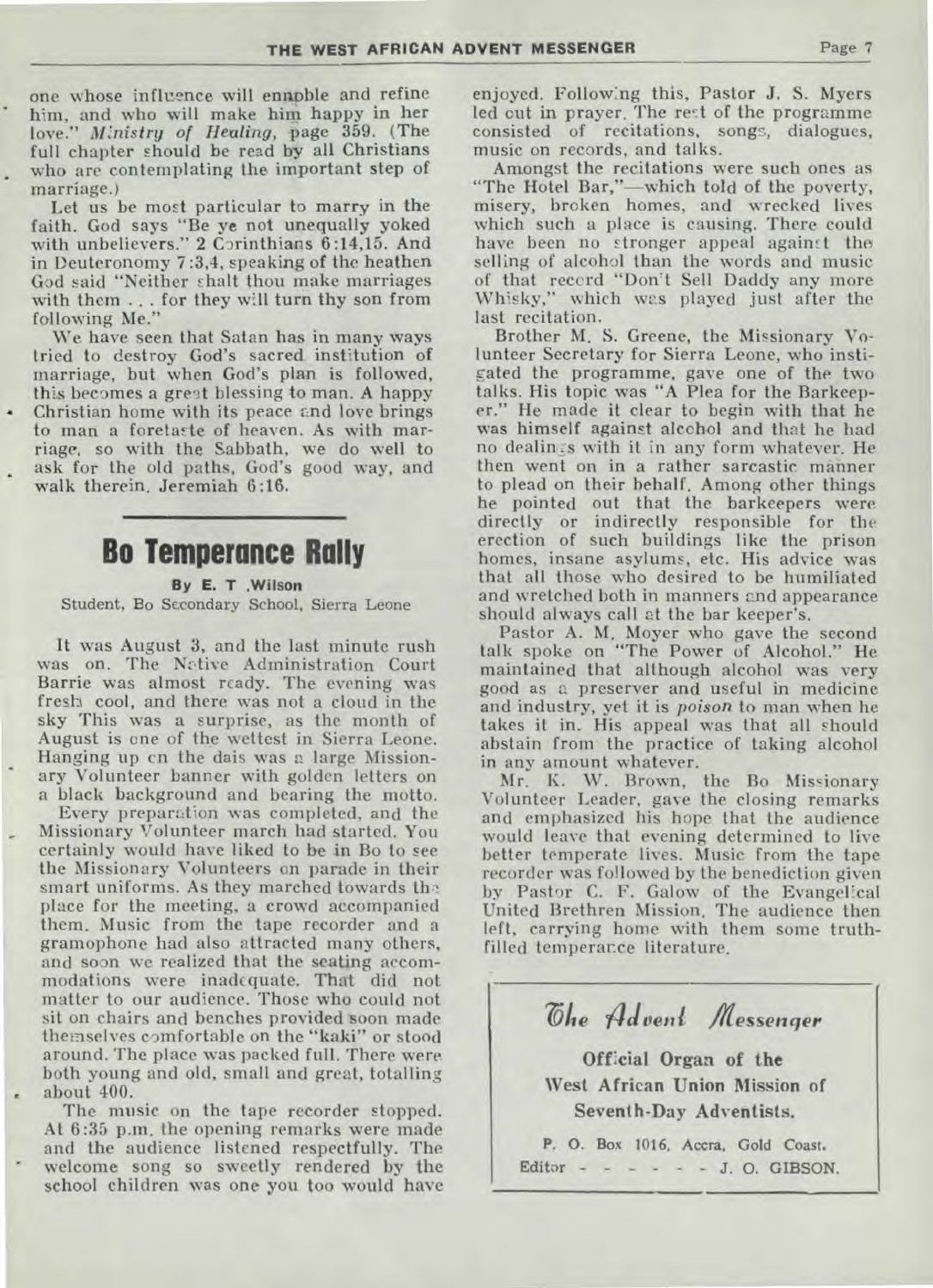one whose influence will ennoble and refine him, and who will make him happy in her love." *Ministry of Healing*, page 359. (The full chapter should be read by all Christians who are contemplating the important step of marriage.)

Let us be most particular to marry in the faith. God says "Be ye not unequally yoked with unbelievers." 2 Corinthians 6:14,15. And in Deuteronomy 7:3,4, speaking of the heathen God said "Neither shalt thou make marriages with them . . . for they will turn thy son from following Me."

We have seen that Satan has in many ways tried to destroy God's sacred institution of marriage, but when God's plan is followed, this becomes a great blessing to man. A happy Christian home with its peace and love brings to man a foretaste of heaven. As with marriage, so with the Sabbath, we do well to ask for the old paths, God's good way, and walk therein. Jeremiah 6:16.

# Bo Temperance Rally

**By E. T .Wilson**

Student, Bo Secondary School, Sierra Leone

It was August 3, and the last minute rush was on. The Native Administration Court Barrie was almost ready. The evening was fresh cool, and there was not a cloud in the sky This was a surprise, as the month of August is one of the wettest in Sierra Leone. Hanging up on the dais was a large Missionary Volunteer banner with golden letters on a black background and bearing the motto.

Every preparation was completed, and the Missionary Volunteer march had started. You certainly would have liked to be in Bo to see the Missionary Volunteers on parade in their smart uniforms. As they marched towards the place for the meeting, a crowd accompanied them. Music from the tape recorder and a gramophone had also attracted many others, and soon we realized that the seating accommodations were inadequate. That did not matter to our audience. Those who could not sit on chairs and benches provided soon made themselves comfortable on the "kaki" or stood around. The place was packed full. There were both young and old, small and great, totalling about 400.

The music on the tape recorder stopped. At 6:35 p.m. the opening remarks were made and the audience listened respectfully. The welcome song so sweetly rendered by the school children was one you too would have enjoyed. Following this, Pastor J. S. Myers led out in prayer. The rest of the programme consisted of recitations, songs, dialogues, music on records, and talks.

Amongst the recitations were such ones as "The Hotel Bar,"—which told of the poverty, misery, broken homes, and wrecked lives which such a place is causing. There could have been no stronger appeal against the selling of alcohol than the words and music of that record "Don't Sell Daddy any more Whisky," which was played just after the last recitation.

Brother M. S. Greene, the Missionary Volunteer Secretary for Sierra Leone, who instigated the programme, gave one of the two talks. His topic was "A Plea for the Barkeeper." He made it clear to begin with that he was himself against alcohol and that he had no dealings with it in any form whatever. He then went on in a rather sarcastic manner to plead on their behalf. Among other things he pointed out that the barkeepers were directly or indirectly responsible for the erection of such buildings like the prison homes, insane asylums, etc. His advice was that all those who desired to be humiliated and wretched both in manners and appearance should always call at the bar keeper's.

Pastor A. M. Moyer who gave the second talk spoke on "The Power of Alcohol." He maintained that although alcohol was very good as a preserver and useful in medicine and industry, yet it is *poison* to man when he takes it in. His appeal was that all should abstain from the practice of taking alcohol in any amount whatever.

Mr. K. W. Brown, the Bo Missionary Volunteer Leader, gave the closing remarks and emphasized his hope that the audience would leave that evening determined to live better temperate lives. Music from the tape recorder was followed by the benediction given by Pastor C. F. Galow of the Evangelical United Brethren Mission. The audience then left, carrying home with them some truth-filled temperance literature.

---

***The Advent Messenger***

**Official Organ of the West African Union Mission of Seventh-Day Adventists.**

P. O. Box 1016, Accra, Gold Coast.

Editor - - - - - - J. O. GIBSON.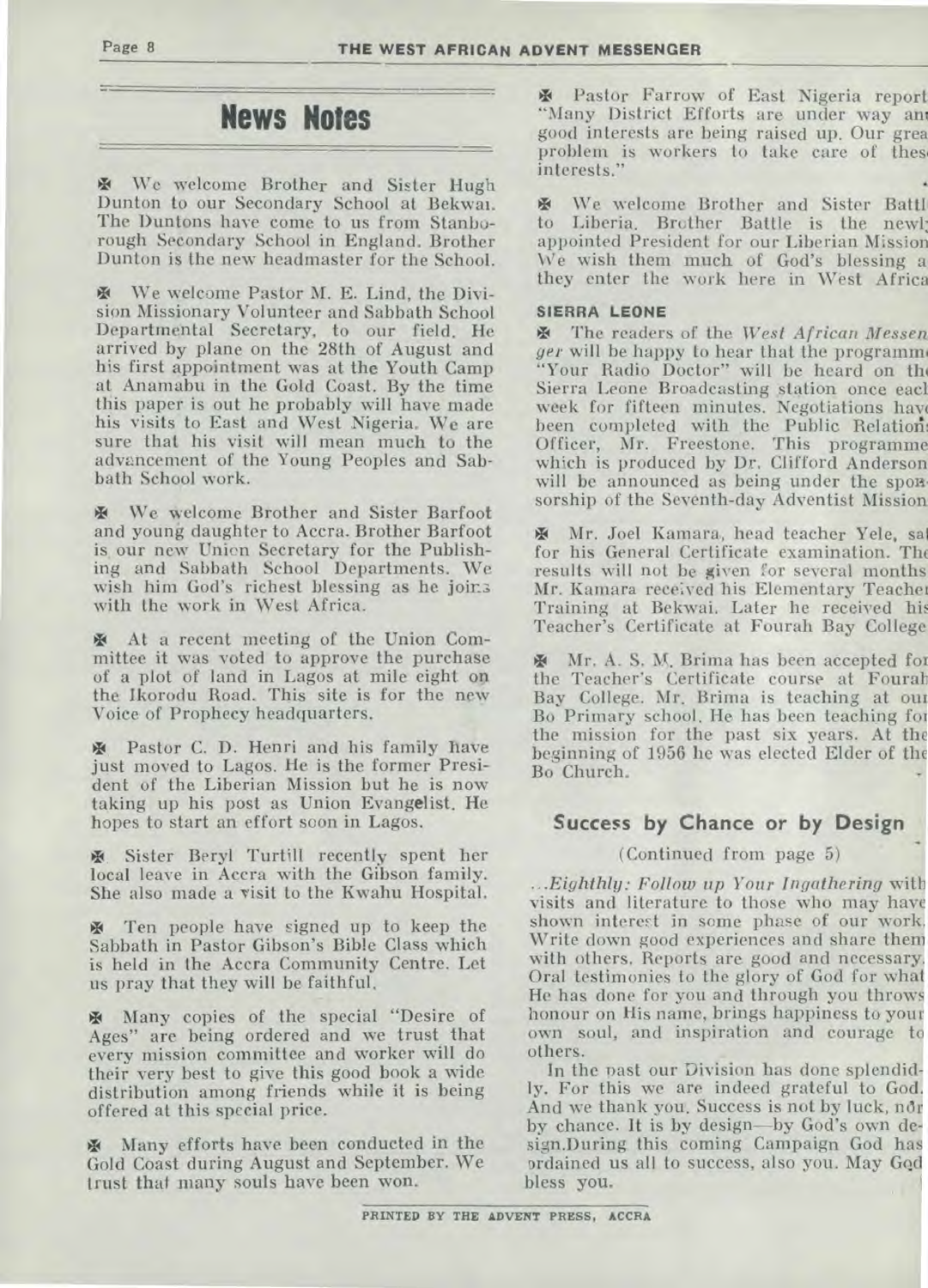# News Notes

✠ We welcome Brother and Sister Hugh Dunton to our Secondary School at Bekwai. The Duntons have come to us from Stanborough Secondary School in England. Brother Dunton is the new headmaster for the School.

✠ We welcome Pastor M. E. Lind, the Division Missionary Volunteer and Sabbath School Departmental Secretary, to our field. He arrived by plane on the 28th of August and his first appointment was at the Youth Camp at Anamabu in the Gold Coast. By the time this paper is out he probably will have made his visits to East and West Nigeria. We are sure that his visit will mean much to the advancement of the Young Peoples and Sabbath School work.

✠ We welcome Brother and Sister Barfoot and young daughter to Accra. Brother Barfoot is our new Union Secretary for the Publishing and Sabbath School Departments. We wish him God's richest blessing as he joins with the work in West Africa.

✠ At a recent meeting of the Union Committee it was voted to approve the purchase of a plot of land in Lagos at mile eight on the Ikorodu Road. This site is for the new Voice of Prophecy headquarters.

✠ Pastor C. D. Henri and his family have just moved to Lagos. He is the former President of the Liberian Mission but he is now taking up his post as Union Evangelist. He hopes to start an effort soon in Lagos.

✠ Sister Beryl Turtill recently spent her local leave in Accra with the Gibson family. She also made a visit to the Kwahu Hospital.

✠ Ten people have signed up to keep the Sabbath in Pastor Gibson's Bible Class which is held in the Accra Community Centre. Let us pray that they will be faithful.

✠ Many copies of the special "Desire of Ages" are being ordered and we trust that every mission committee and worker will do their very best to give this good book a wide distribution among friends while it is being offered at this special price.

✠ Many efforts have been conducted in the Gold Coast during August and September. We trust that many souls have been won.

✠ Pastor Farrow of East Nigeria report "Many District Efforts are under way and good interests are being raised up. Our great problem is workers to take care of these interests."

✠ We welcome Brother and Sister Battle to Liberia. Brother Battle is the newly appointed President for our Liberian Mission. We wish them much of God's blessing as they enter the work here in West Africa.

### SIERRA LEONE

✠ The readers of the *West African Messenger* will be happy to hear that the programme "Your Radio Doctor" will be heard on the Sierra Leone Broadcasting station once each week for fifteen minutes. Negotiations have been completed with the Public Relations Officer, Mr. Freestone. This programme which is produced by Dr. Clifford Anderson will be announced as being under the sponsorship of the Seventh-day Adventist Mission.

✠ Mr. Joel Kamara, head teacher Yele, sat for his General Certificate examination. The results will not be given for several months. Mr. Kamara received his Elementary Teacher Training at Bekwai. Later he received his Teacher's Certificate at Fourah Bay College.

✠ Mr. A. S. M. Brima has been accepted for the Teacher's Certificate course at Fourah Bay College. Mr. Brima is teaching at our Bo Primary school. He has been teaching for the mission for the past six years. At the beginning of 1956 he was elected Elder of the Bo Church.

## Success by Chance or by Design

(Continued from page 5)

...*Eighthly: Follow up Your Ingathering* with visits and literature to those who may have shown interest in some phase of our work. Write down good experiences and share them with others. Reports are good and necessary. Oral testimonies to the glory of God for what He has done for you and through you throws honour on His name, brings happiness to your own soul, and inspiration and courage to others.

In the past our Division has done splendidly. For this we are indeed grateful to God. And we thank you. Success is not by luck, nor by chance. It is by design—by God's own design.During this coming Campaign God has ordained us all to success, also you. May God bless you.

PRINTED BY THE ADVENT PRESS, ACCRA